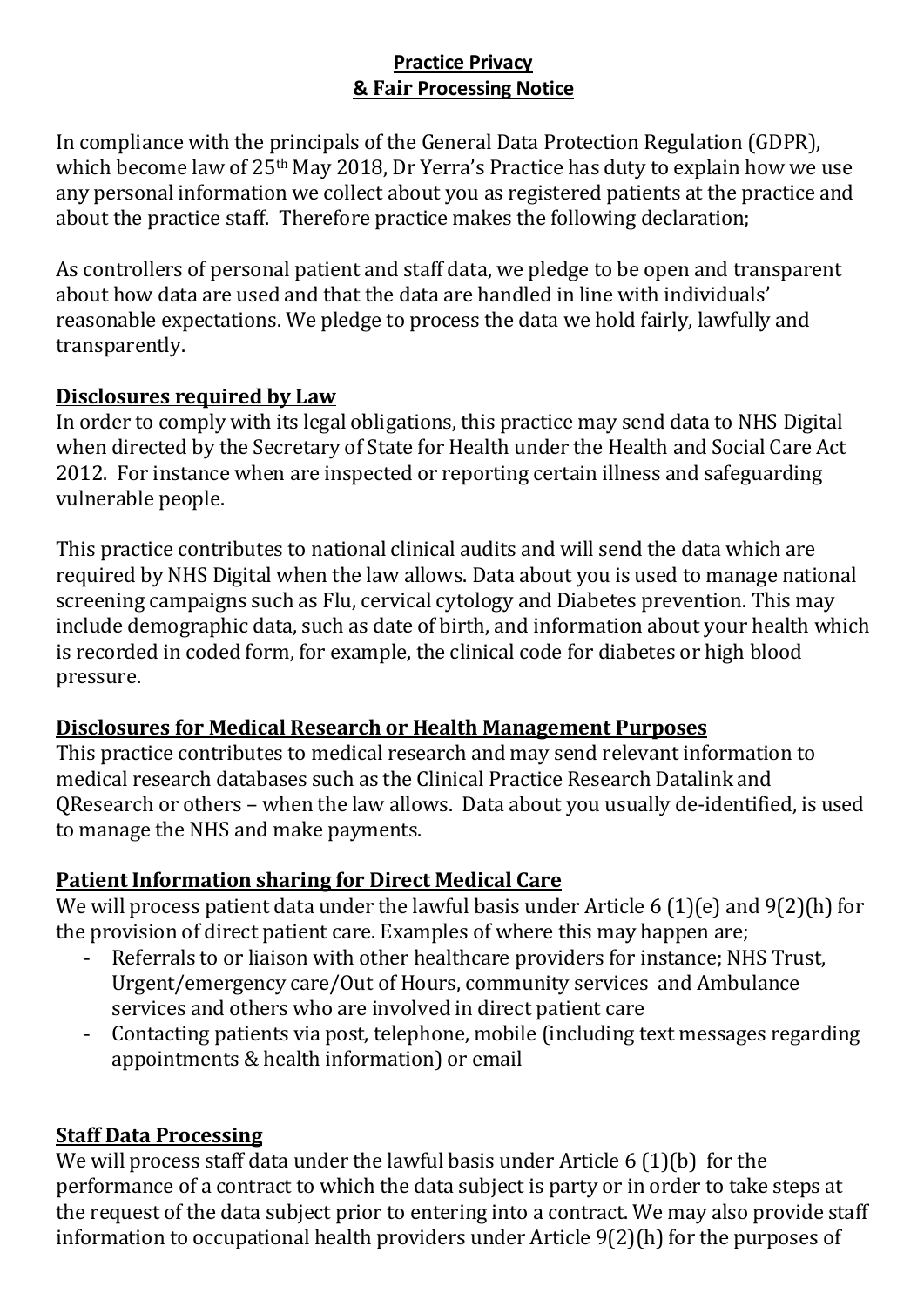**Practice Privacy**
**& Fair Processing Notice**

In compliance with the principals of the General Data Protection Regulation (GDPR), which become law of 25th May 2018, Dr Yerra's Practice has duty to explain how we use any personal information we collect about you as registered patients at the practice and about the practice staff. Therefore practice makes the following declaration;

As controllers of personal patient and staff data, we pledge to be open and transparent about how data are used and that the data are handled in line with individuals' reasonable expectations. We pledge to process the data we hold fairly, lawfully and transparently.

## Disclosures required by Law

In order to comply with its legal obligations, this practice may send data to NHS Digital when directed by the Secretary of State for Health under the Health and Social Care Act 2012. For instance when are inspected or reporting certain illness and safeguarding vulnerable people.

This practice contributes to national clinical audits and will send the data which are required by NHS Digital when the law allows. Data about you is used to manage national screening campaigns such as Flu, cervical cytology and Diabetes prevention. This may include demographic data, such as date of birth, and information about your health which is recorded in coded form, for example, the clinical code for diabetes or high blood pressure.

## Disclosures for Medical Research or Health Management Purposes

This practice contributes to medical research and may send relevant information to medical research databases such as the Clinical Practice Research Datalink and QResearch or others – when the law allows. Data about you usually de-identified, is used to manage the NHS and make payments.

## Patient Information sharing for Direct Medical Care

We will process patient data under the lawful basis under Article 6 (1)(e) and 9(2)(h) for the provision of direct patient care. Examples of where this may happen are;

- Referrals to or liaison with other healthcare providers for instance; NHS Trust, Urgent/emergency care/Out of Hours, community services and Ambulance services and others who are involved in direct patient care
- Contacting patients via post, telephone, mobile (including text messages regarding appointments & health information) or email

## Staff Data Processing

We will process staff data under the lawful basis under Article 6 (1)(b) for the performance of a contract to which the data subject is party or in order to take steps at the request of the data subject prior to entering into a contract. We may also provide staff information to occupational health providers under Article 9(2)(h) for the purposes of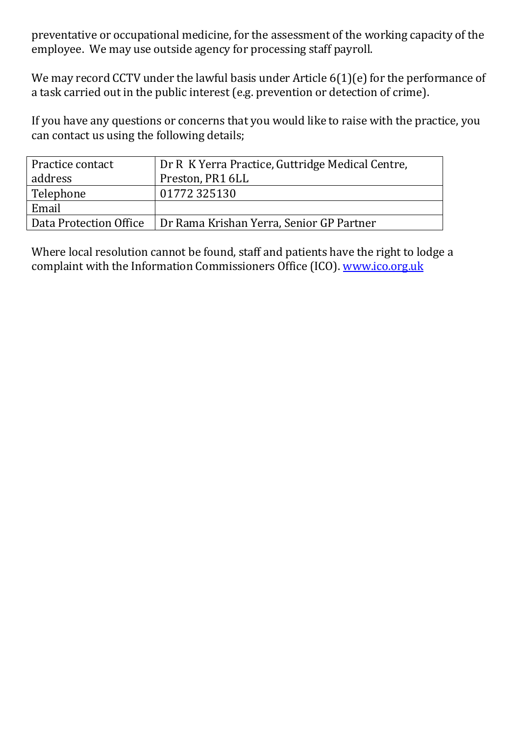preventative or occupational medicine, for the assessment of the working capacity of the employee. We may use outside agency for processing staff payroll.

We may record CCTV under the lawful basis under Article 6(1)(e) for the performance of a task carried out in the public interest (e.g. prevention or detection of crime).

If you have any questions or concerns that you would like to raise with the practice, you can contact us using the following details;

| | |
|---|---|
| Practice contact address | Dr R K Yerra Practice, Guttridge Medical Centre, Preston, PR1 6LL |
| Telephone | 01772 325130 |
| Email | |
| Data Protection Office | Dr Rama Krishan Yerra, Senior GP Partner |

Where local resolution cannot be found, staff and patients have the right to lodge a complaint with the Information Commissioners Office (ICO). www.ico.org.uk